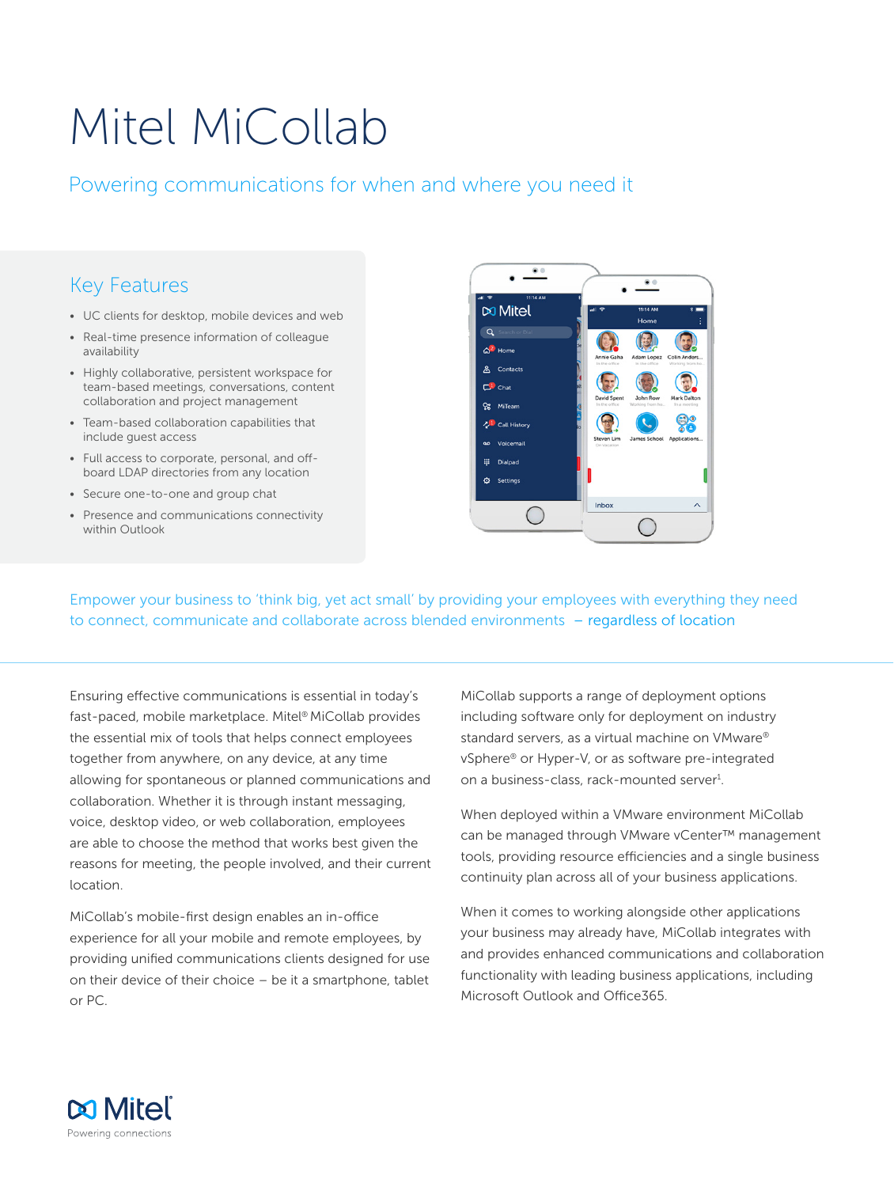# Mitel MiCollab

## Powering communications for when and where you need it

### Key Features

- UC clients for desktop, mobile devices and web
- Real-time presence information of colleague availability
- Highly collaborative, persistent workspace for team-based meetings, conversations, content collaboration and project management
- Team-based collaboration capabilities that include guest access
- Full access to corporate, personal, and off-board LDAP directories from any location
- Secure one-to-one and group chat
- Presence and communications connectivity within Outlook

Empower your business to 'think big, yet act small' by providing your employees with everything they need to connect, communicate and collaborate across blended environments – regardless of location

Ensuring effective communications is essential in today's fast-paced, mobile marketplace. Mitel® MiCollab provides the essential mix of tools that helps connect employees together from anywhere, on any device, at any time allowing for spontaneous or planned communications and collaboration. Whether it is through instant messaging, voice, desktop video, or web collaboration, employees are able to choose the method that works best given the reasons for meeting, the people involved, and their current location.

MiCollab's mobile-first design enables an in-office experience for all your mobile and remote employees, by providing unified communications clients designed for use on their device of their choice – be it a smartphone, tablet or PC.

MiCollab supports a range of deployment options including software only for deployment on industry standard servers, as a virtual machine on VMware® vSphere® or Hyper-V, or as software pre-integrated on a business-class, rack-mounted server[1].

When deployed within a VMware environment MiCollab can be managed through VMware vCenter™ management tools, providing resource efficiencies and a single business continuity plan across all of your business applications.

When it comes to working alongside other applications your business may already have, MiCollab integrates with and provides enhanced communications and collaboration functionality with leading business applications, including Microsoft Outlook and Office365.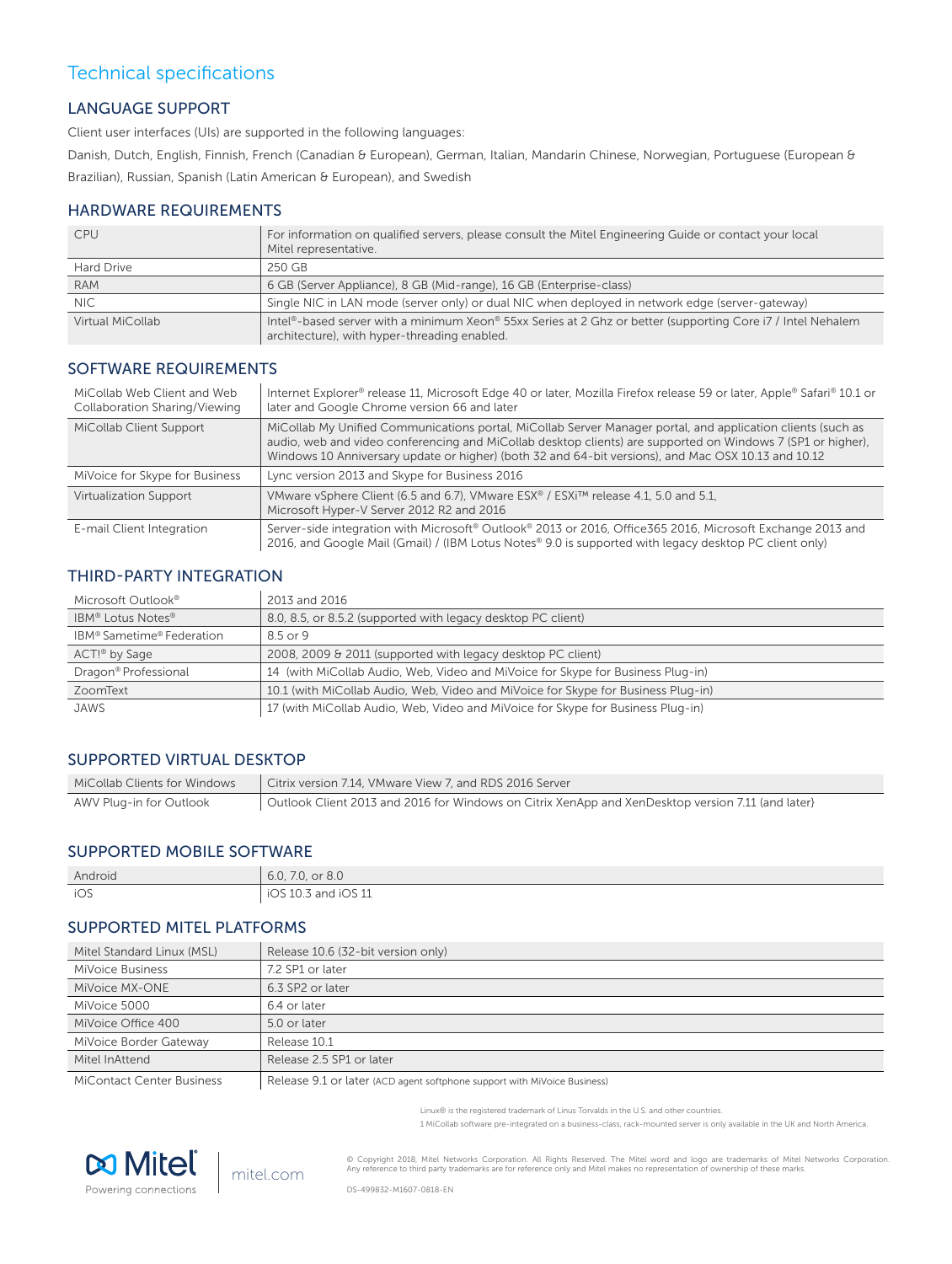# Technical specifications

## LANGUAGE SUPPORT

Client user interfaces (UIs) are supported in the following languages:

Danish, Dutch, English, Finnish, French (Canadian & European), German, Italian, Mandarin Chinese, Norwegian, Portuguese (European & Brazilian), Russian, Spanish (Latin American & European), and Swedish

## HARDWARE REQUIREMENTS

| | |
|---|---|
| CPU | For information on qualified servers, please consult the Mitel Engineering Guide or contact your local Mitel representative. |
| Hard Drive | 250 GB |
| RAM | 6 GB (Server Appliance), 8 GB (Mid-range), 16 GB (Enterprise-class) |
| NIC | Single NIC in LAN mode (server only) or dual NIC when deployed in network edge (server-gateway) |
| Virtual MiCollab | Intel®-based server with a minimum Xeon® 55xx Series at 2 Ghz or better (supporting Core i7 / Intel Nehalem architecture), with hyper-threading enabled. |

## SOFTWARE REQUIREMENTS

| | |
|---|---|
| MiCollab Web Client and Web Collaboration Sharing/Viewing | Internet Explorer® release 11, Microsoft Edge 40 or later, Mozilla Firefox release 59 or later, Apple® Safari® 10.1 or later and Google Chrome version 66 and later |
| MiCollab Client Support | MiCollab My Unified Communications portal, MiCollab Server Manager portal, and application clients (such as audio, web and video conferencing and MiCollab desktop clients) are supported on Windows 7 (SP1 or higher), Windows 10 Anniversary update or higher) (both 32 and 64-bit versions), and Mac OSX 10.13 and 10.12 |
| MiVoice for Skype for Business | Lync version 2013 and Skype for Business 2016 |
| Virtualization Support | VMware vSphere Client (6.5 and 6.7), VMware ESX® / ESXi™ release 4.1, 5.0 and 5.1, Microsoft Hyper-V Server 2012 R2 and 2016 |
| E-mail Client Integration | Server-side integration with Microsoft® Outlook® 2013 or 2016, Office365 2016, Microsoft Exchange 2013 and 2016, and Google Mail (Gmail) / (IBM Lotus Notes® 9.0 is supported with legacy desktop PC client only) |

## THIRD-PARTY INTEGRATION

| | |
|---|---|
| Microsoft Outlook® | 2013 and 2016 |
| IBM® Lotus Notes® | 8.0, 8.5, or 8.5.2 (supported with legacy desktop PC client) |
| IBM® Sametime® Federation | 8.5 or 9 |
| ACT!® by Sage | 2008, 2009 & 2011 (supported with legacy desktop PC client) |
| Dragon® Professional | 14 (with MiCollab Audio, Web, Video and MiVoice for Skype for Business Plug-in) |
| ZoomText | 10.1 (with MiCollab Audio, Web, Video and MiVoice for Skype for Business Plug-in) |
| JAWS | 17 (with MiCollab Audio, Web, Video and MiVoice for Skype for Business Plug-in) |

## SUPPORTED VIRTUAL DESKTOP

| | |
|---|---|
| MiCollab Clients for Windows | Citrix version 7.14, VMware View 7, and RDS 2016 Server |
| AWV Plug-in for Outlook | Outlook Client 2013 and 2016 for Windows on Citrix XenApp and XenDesktop version 7.11 (and later} |

## SUPPORTED MOBILE SOFTWARE

| | |
|---|---|
| Android | 6.0, 7.0, or 8.0 |
| iOS | iOS 10.3 and iOS 11 |

## SUPPORTED MITEL PLATFORMS

| | |
|---|---|
| Mitel Standard Linux (MSL) | Release 10.6 (32-bit version only) |
| MiVoice Business | 7.2 SP1 or later |
| MiVoice MX-ONE | 6.3 SP2 or later |
| MiVoice 5000 | 6.4 or later |
| MiVoice Office 400 | 5.0 or later |
| MiVoice Border Gateway | Release 10.1 |
| Mitel InAttend | Release 2.5 SP1 or later |
| MiContact Center Business | Release 9.1 or later (ACD agent softphone support with MiVoice Business) |

Linux® is the registered trademark of Linus Torvalds in the U.S. and other countries.

1 MiCollab software pre-integrated on a business-class, rack-mounted server is only available in the UK and North America.

Mitel Powering connections | mitel.com

© Copyright 2018, Mitel Networks Corporation. All Rights Reserved. The Mitel word and logo are trademarks of Mitel Networks Corporation. Any reference to third party trademarks are for reference only and Mitel makes no representation of ownership of these marks.

DS-499832-M1607-0818-EN